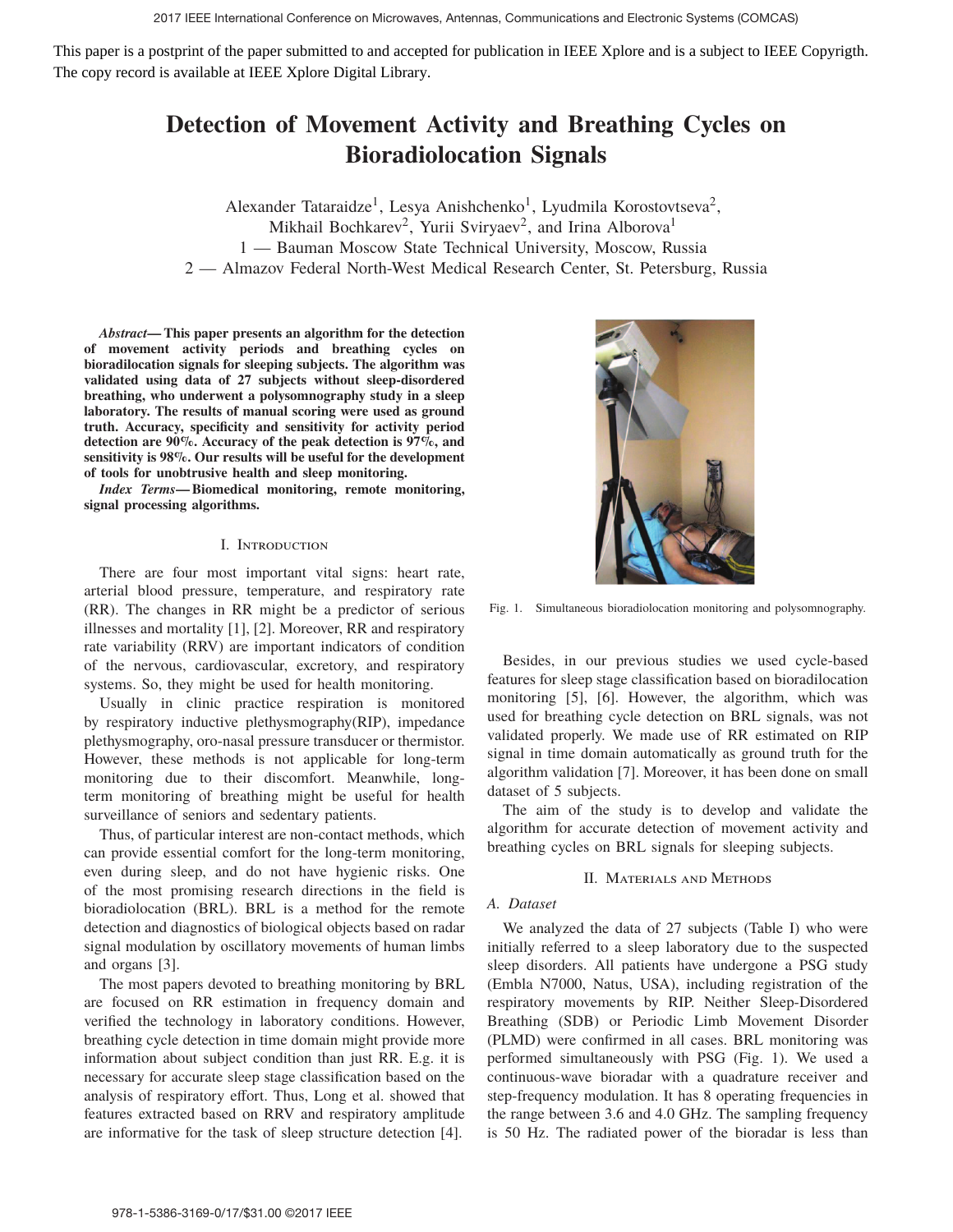This paper is a postprint of the paper submitted to and accepted for publication in IEEE Xplore and is a subject to IEEE Copyrigth. The copy record is available at IEEE Xplore Digital Library.

# Detection of Movement Activity and Breathing Cycles on Bioradiolocation Signals

Alexander Tataraidze[1], Lesya Anishchenko[1], Lyudmila Korostovtseva[2], Mikhail Bochkarev[2], Yurii Sviryaev[2], and Irina Alborova[1]

1 — Bauman Moscow State Technical University, Moscow, Russia

2 — Almazov Federal North-West Medical Research Center, St. Petersburg, Russia

***Abstract*— This paper presents an algorithm for the detection of movement activity periods and breathing cycles on bioradiolocation signals for sleeping subjects. The algorithm was validated using data of 27 subjects without sleep-disordered breathing, who underwent a polysomnography study in a sleep laboratory. The results of manual scoring were used as ground truth. Accuracy, specificity and sensitivity for activity period detection are 90%. Accuracy of the peak detection is 97%, and sensitivity is 98%. Our results will be useful for the development of tools for unobtrusive health and sleep monitoring.**

***Index Terms*— Biomedical monitoring, remote monitoring, signal processing algorithms.**

## I. Introduction

There are four most important vital signs: heart rate, arterial blood pressure, temperature, and respiratory rate (RR). The changes in RR might be a predictor of serious illnesses and mortality [1], [2]. Moreover, RR and respiratory rate variability (RRV) are important indicators of condition of the nervous, cardiovascular, excretory, and respiratory systems. So, they might be used for health monitoring.

Usually in clinic practice respiration is monitored by respiratory inductive plethysmography(RIP), impedance plethysmography, oro-nasal pressure transducer or thermistor. However, these methods is not applicable for long-term monitoring due to their discomfort. Meanwhile, long-term monitoring of breathing might be useful for health surveillance of seniors and sedentary patients.

Thus, of particular interest are non-contact methods, which can provide essential comfort for the long-term monitoring, even during sleep, and do not have hygienic risks. One of the most promising research directions in the field is bioradiolocation (BRL). BRL is a method for the remote detection and diagnostics of biological objects based on radar signal modulation by oscillatory movements of human limbs and organs [3].

The most papers devoted to breathing monitoring by BRL are focused on RR estimation in frequency domain and verified the technology in laboratory conditions. However, breathing cycle detection in time domain might provide more information about subject condition than just RR. E.g. it is necessary for accurate sleep stage classification based on the analysis of respiratory effort. Thus, Long et al. showed that features extracted based on RRV and respiratory amplitude are informative for the task of sleep structure detection [4].

Fig. 1. Simultaneous bioradiolocation monitoring and polysomnography.

Besides, in our previous studies we used cycle-based features for sleep stage classification based on bioradiolocation monitoring [5], [6]. However, the algorithm, which was used for breathing cycle detection on BRL signals, was not validated properly. We made use of RR estimated on RIP signal in time domain automatically as ground truth for the algorithm validation [7]. Moreover, it has been done on small dataset of 5 subjects.

The aim of the study is to develop and validate the algorithm for accurate detection of movement activity and breathing cycles on BRL signals for sleeping subjects.

## II. Materials and Methods

### A. Dataset

We analyzed the data of 27 subjects (Table I) who were initially referred to a sleep laboratory due to the suspected sleep disorders. All patients have undergone a PSG study (Embla N7000, Natus, USA), including registration of the respiratory movements by RIP. Neither Sleep-Disordered Breathing (SDB) or Periodic Limb Movement Disorder (PLMD) were confirmed in all cases. BRL monitoring was performed simultaneously with PSG (Fig. 1). We used a continuous-wave bioradar with a quadrature receiver and step-frequency modulation. It has 8 operating frequencies in the range between 3.6 and 4.0 GHz. The sampling frequency is 50 Hz. The radiated power of the bioradar is less than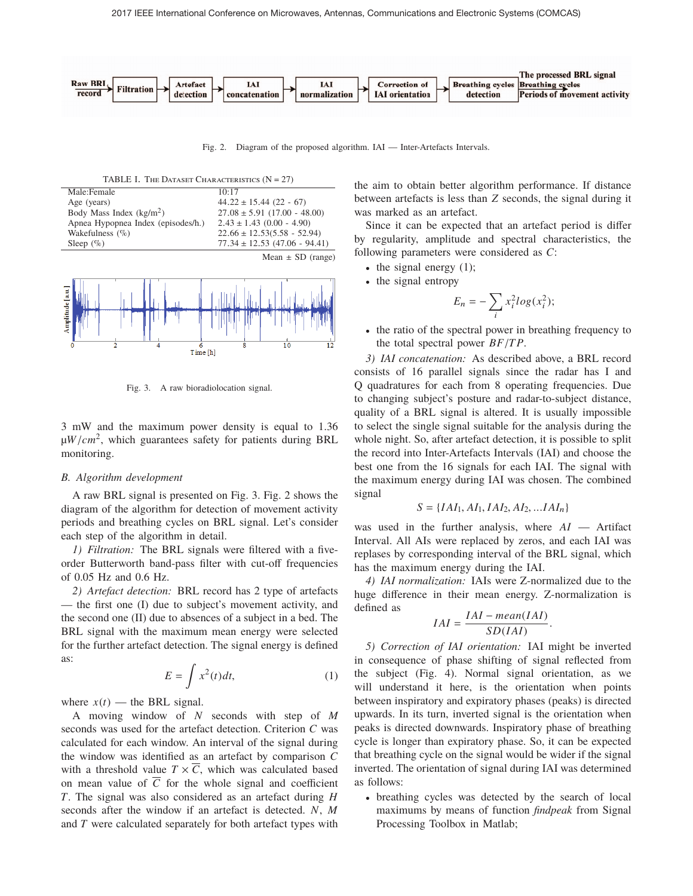Fig. 2. Diagram of the proposed algorithm. IAI — Inter-Artefacts Intervals.

TABLE I. THE DATASET CHARACTERISTICS (N = 27)

| | |
|---|---|
| Male:Female | 10:17 |
| Age (years) | 44.22 ± 15.44 (22 - 67) |
| Body Mass Index (kg/m$^2$) | 27.08 ± 5.91 (17.00 - 48.00) |
| Apnea Hypopnea Index (episodes/h.) | 2.43 ± 1.43 (0.00 - 4.90) |
| Wakefulness (%) | 22.66 ± 12.53(5.58 - 52.94) |
| Sleep (%) | 77.34 ± 12.53 (47.06 - 94.41) |

Mean ± SD (range)

Fig. 3. A raw bioradiolocation signal.

3 mW and the maximum power density is equal to 1.36 $\mu W/cm^2$, which guarantees safety for patients during BRL monitoring.

### B. Algorithm development

A raw BRL signal is presented on Fig. 3. Fig. 2 shows the diagram of the algorithm for detection of movement activity periods and breathing cycles on BRL signal. Let's consider each step of the algorithm in detail.

*1) Filtration:* The BRL signals were filtered with a five-order Butterworth band-pass filter with cut-off frequencies of 0.05 Hz and 0.6 Hz.

*2) Artefact detection:* BRL record has 2 type of artefacts — the first one (I) due to subject's movement activity, and the second one (II) due to absences of a subject in a bed. The BRL signal with the maximum mean energy were selected for the further artefact detection. The signal energy is defined as:

$$E = \int x^2(t)dt, \tag{1}$$

where $x(t)$ — the BRL signal.

A moving window of $N$ seconds with step of $M$ seconds was used for the artefact detection. Criterion $C$ was calculated for each window. An interval of the signal during the window was identified as an artefact by comparison $C$ with a threshold value $T \times \overline{C}$, which was calculated based on mean value of $\overline{C}$ for the whole signal and coefficient $T$. The signal was also considered as an artefact during $H$ seconds after the window if an artefact is detected. $N$, $M$ and $T$ were calculated separately for both artefact types with the aim to obtain better algorithm performance. If distance between artefacts is less than $Z$ seconds, the signal during it was marked as an artefact.

Since it can be expected that an artefact period is differ by regularity, amplitude and spectral characteristics, the following parameters were considered as $C$:

- the signal energy (1);
- the signal entropy

$$E_n = -\sum_i x_i^2 log(x_i^2);$$

- the ratio of the spectral power in breathing frequency to the total spectral power $BF/TP$.

*3) IAI concatenation:* As described above, a BRL record consists of 16 parallel signals since the radar has I and Q quadratures for each from 8 operating frequencies. Due to changing subject's posture and radar-to-subject distance, quality of a BRL signal is altered. It is usually impossible to select the single signal suitable for the analysis during the whole night. So, after artefact detection, it is possible to split the record into Inter-Artefacts Intervals (IAI) and choose the best one from the 16 signals for each IAI. The signal with the maximum energy during IAI was chosen. The combined signal

$$S = \{IAI_1, AI_1, IAI_2, AI_2, ...IAI_n\}$$

was used in the further analysis, where $AI$ — Artifact Interval. All AIs were replaced by zeros, and each IAI was replases by corresponding interval of the BRL signal, which has the maximum energy during the IAI.

*4) IAI normalization:* IAIs were Z-normalized due to the huge difference in their mean energy. Z-normalization is defined as

$$IAI = \frac{IAI - mean(IAI)}{SD(IAI)}.$$

*5) Correction of IAI orientation:* IAI might be inverted in consequence of phase shifting of signal reflected from the subject (Fig. 4). Normal signal orientation, as we will understand it here, is the orientation when points between inspiratory and expiratory phases (peaks) is directed upwards. In its turn, inverted signal is the orientation when peaks is directed downwards. Inspiratory phase of breathing cycle is longer than expiratory phase. So, it can be expected that breathing cycle on the signal would be wider if the signal inverted. The orientation of signal during IAI was determined as follows:

- breathing cycles was detected by the search of local maximums by means of function *findpeak* from Signal Processing Toolbox in Matlab;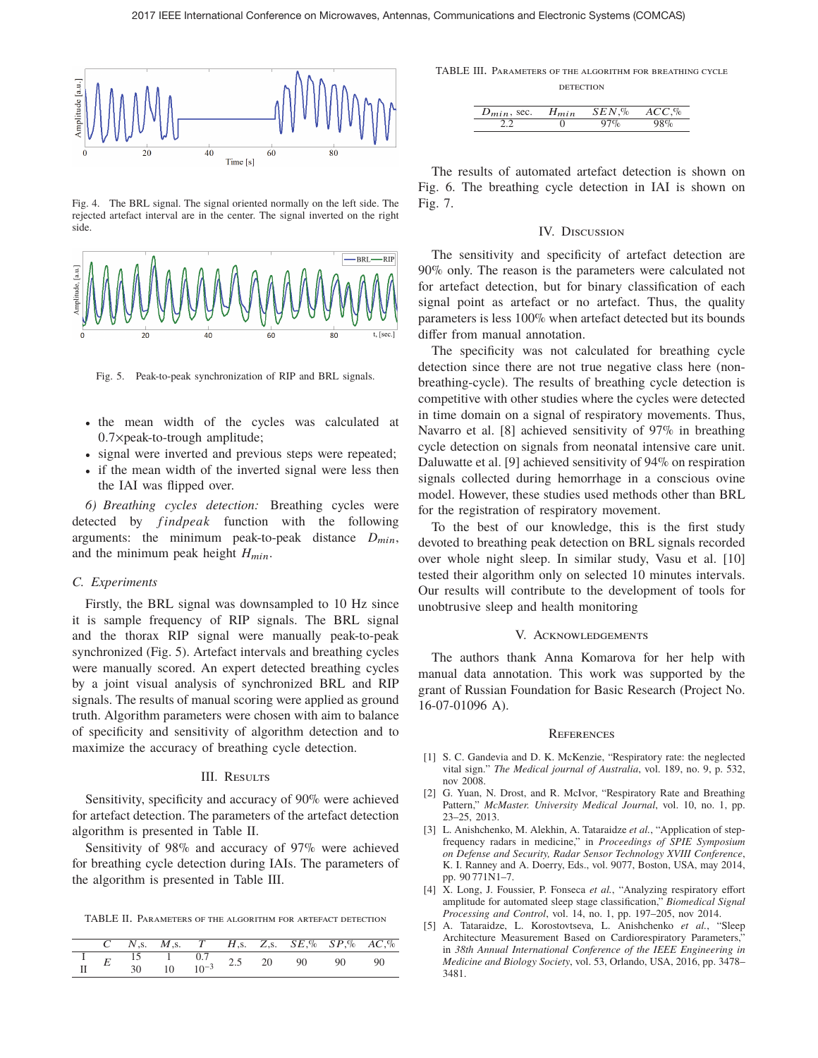Fig. 4. The BRL signal. The signal oriented normally on the left side. The rejected artefact interval are in the center. The signal inverted on the right side.

Fig. 5. Peak-to-peak synchronization of RIP and BRL signals.

- the mean width of the cycles was calculated at 0.7×peak-to-trough amplitude;
- signal were inverted and previous steps were repeated;
- if the mean width of the inverted signal were less then the IAI was flipped over.

*6) Breathing cycles detection:* Breathing cycles were detected by *findpeak* function with the following arguments: the minimum peak-to-peak distance $D_{min}$, and the minimum peak height $H_{min}$.

### C. Experiments

Firstly, the BRL signal was downsampled to 10 Hz since it is sample frequency of RIP signals. The BRL signal and the thorax RIP signal were manually peak-to-peak synchronized (Fig. 5). Artefact intervals and breathing cycles were manually scored. An expert detected breathing cycles by a joint visual analysis of synchronized BRL and RIP signals. The results of manual scoring were applied as ground truth. Algorithm parameters were chosen with aim to balance of specificity and sensitivity of algorithm detection and to maximize the accuracy of breathing cycle detection.

## III. Results

Sensitivity, specificity and accuracy of 90% were achieved for artefact detection. The parameters of the artefact detection algorithm is presented in Table II.

Sensitivity of 98% and accuracy of 97% were achieved for breathing cycle detection during IAIs. The parameters of the algorithm is presented in Table III.

TABLE II. Parameters of the algorithm for artefact detection

| | $C$ | $N$,s. | $M$,s. | $T$ | $H$,s. | $Z$,s. | $SE$,% | $SP$,% | $AC$,% |
|---|---|---|---|---|---|---|---|---|---|
| I | $E$ | 15 | 1 | 0.7 | 2.5 | 20 | 90 | 90 | 90 |
| II | | 30 | 10 | $10^{-3}$ | | | | | |

TABLE III. Parameters of the algorithm for breathing cycle detection

| $D_{min}$, sec. | $H_{min}$ | $SEN$,% | $ACC$,% |
|---|---|---|---|
| 2.2 | 0 | 97% | 98% |

The results of automated artefact detection is shown on Fig. 6. The breathing cycle detection in IAI is shown on Fig. 7.

## IV. Discussion

The sensitivity and specificity of artefact detection are 90% only. The reason is the parameters were calculated not for artefact detection, but for binary classification of each signal point as artefact or no artefact. Thus, the quality parameters is less 100% when artefact detected but its bounds differ from manual annotation.

The specificity was not calculated for breathing cycle detection since there are not true negative class here (non-breathing-cycle). The results of breathing cycle detection is competitive with other studies where the cycles were detected in time domain on a signal of respiratory movements. Thus, Navarro et al. [8] achieved sensitivity of 97% in breathing cycle detection on signals from neonatal intensive care unit. Daluwatte et al. [9] achieved sensitivity of 94% on respiration signals collected during hemorrhage in a conscious ovine model. However, these studies used methods other than BRL for the registration of respiratory movement.

To the best of our knowledge, this is the first study devoted to breathing peak detection on BRL signals recorded over whole night sleep. In similar study, Vasu et al. [10] tested their algorithm only on selected 10 minutes intervals. Our results will contribute to the development of tools for unobtrusive sleep and health monitoring

## V. Acknowledgements

The authors thank Anna Komarova for her help with manual data annotation. This work was supported by the grant of Russian Foundation for Basic Research (Project No. 16-07-01096 A).

## References

[1] S. C. Gandevia and D. K. McKenzie, “Respiratory rate: the neglected vital sign.” *The Medical journal of Australia*, vol. 189, no. 9, p. 532, nov 2008.

[2] G. Yuan, N. Drost, and R. McIvor, “Respiratory Rate and Breathing Pattern,” *McMaster. University Medical Journal*, vol. 10, no. 1, pp. 23–25, 2013.

[3] L. Anishchenko, M. Alekhin, A. Tataraidze *et al.*, “Application of step-frequency radars in medicine,” in *Proceedings of SPIE Symposium on Defense and Security, Radar Sensor Technology XVIII Conference*, K. I. Ranney and A. Doerry, Eds., vol. 9077, Boston, USA, may 2014, pp. 90 771N1–7.

[4] X. Long, J. Foussier, P. Fonseca *et al.*, “Analyzing respiratory effort amplitude for automated sleep stage classification,” *Biomedical Signal Processing and Control*, vol. 14, no. 1, pp. 197–205, nov 2014.

[5] A. Tataraidze, L. Korostovtseva, L. Anishchenko *et al.*, “Sleep Architecture Measurement Based on Cardiorespiratory Parameters,” in *38th Annual International Conference of the IEEE Engineering in Medicine and Biology Society*, vol. 53, Orlando, USA, 2016, pp. 3478–3481.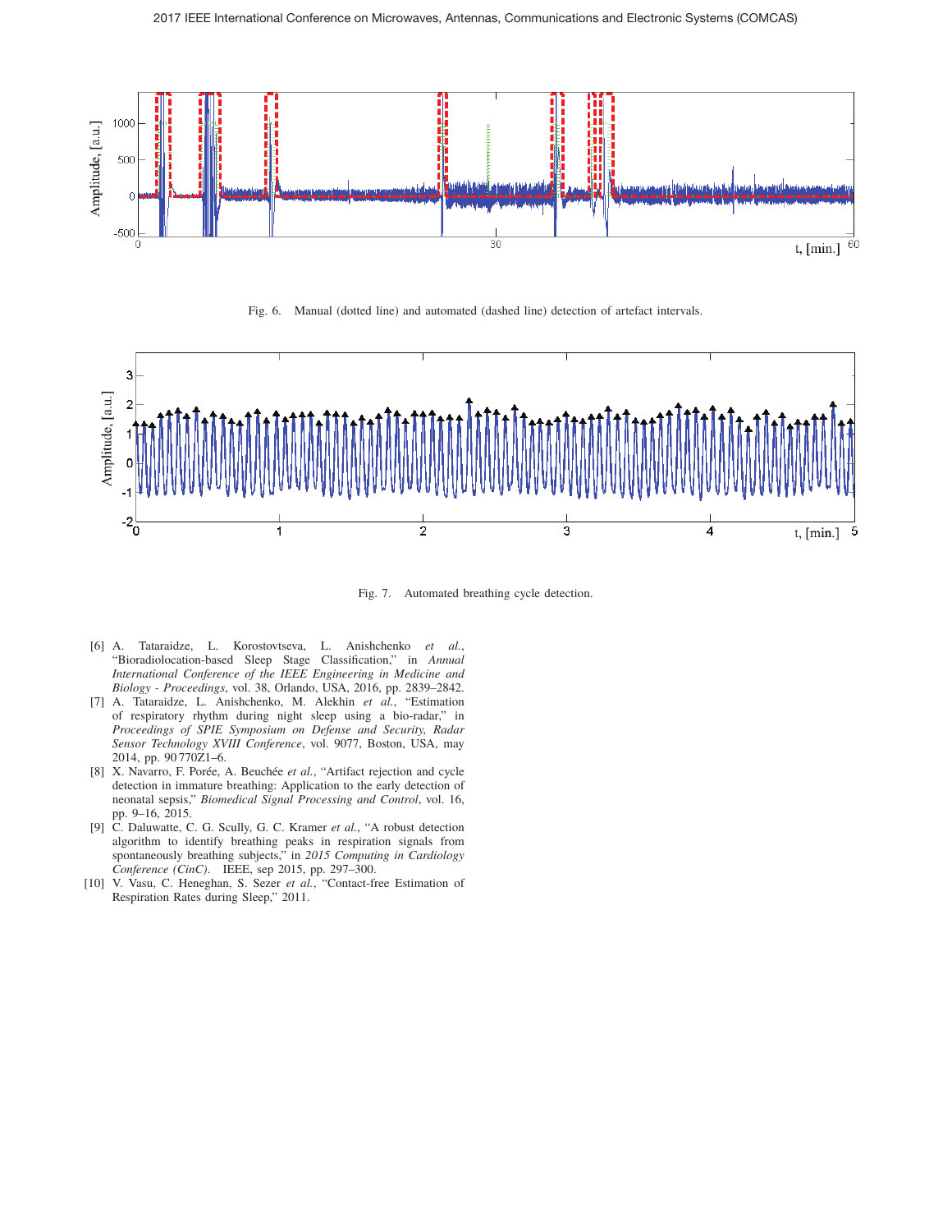Amplitude, [a.u.]

1000

500

0

-500

0

30

60

t, [min.]

Fig. 6. Manual (dotted line) and automated (dashed line) detection of artefact intervals.

Amplitude, [a.u.]

3

2

1

0

-1

-2

0

1

2

3

4

5

t, [min.]

Fig. 7. Automated breathing cycle detection.

[6] A. Tataraidze, L. Korostovtseva, L. Anishchenko *et al.*, "Bioradiolocation-based Sleep Stage Classification," in *Annual International Conference of the IEEE Engineering in Medicine and Biology - Proceedings*, vol. 38, Orlando, USA, 2016, pp. 2839–2842.

[7] A. Tataraidze, L. Anishchenko, M. Alekhin *et al.*, "Estimation of respiratory rhythm during night sleep using a bio-radar," in *Proceedings of SPIE Symposium on Defense and Security, Radar Sensor Technology XVIII Conference*, vol. 9077, Boston, USA, may 2014, pp. 90 770Z1–6.

[8] X. Navarro, F. Porée, A. Beuchée *et al.*, "Artifact rejection and cycle detection in immature breathing: Application to the early detection of neonatal sepsis," *Biomedical Signal Processing and Control*, vol. 16, pp. 9–16, 2015.

[9] C. Daluwatte, C. G. Scully, G. C. Kramer *et al.*, "A robust detection algorithm to identify breathing peaks in respiration signals from spontaneously breathing subjects," in *2015 Computing in Cardiology Conference (CinC)*. IEEE, sep 2015, pp. 297–300.

[10] V. Vasu, C. Heneghan, S. Sezer *et al.*, "Contact-free Estimation of Respiration Rates during Sleep," 2011.